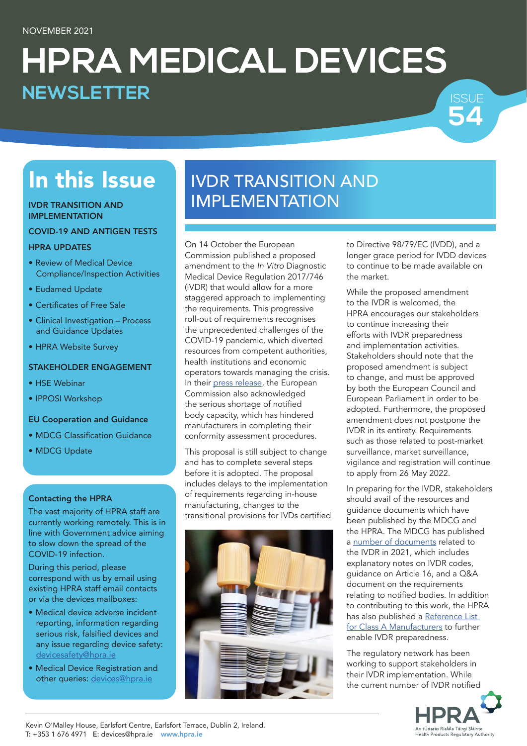NOVEMBER 2021

# HPRA MEDICAL DEVICES

## NEWSLETTER

ISSUE 54

## In this Issue

**IVDR TRANSITION AND IMPLEMENTATION**

**COVID-19 AND ANTIGEN TESTS**

**HPRA UPDATES**

- Review of Medical Device Compliance/Inspection Activities
- Eudamed Update
- Certificates of Free Sale
- Clinical Investigation – Process and Guidance Updates
- HPRA Website Survey

**STAKEHOLDER ENGAGEMENT**

- HSE Webinar
- IPPOSI Workshop

**EU Cooperation and Guidance**

- MDCG Classification Guidance
- MDCG Update

### Contacting the HPRA

The vast majority of HPRA staff are currently working remotely. This is in line with Government advice aiming to slow down the spread of the COVID-19 infection.

During this period, please correspond with us by email using existing HPRA staff email contacts or via the devices mailboxes:

- Medical device adverse incident reporting, information regarding serious risk, falsified devices and any issue regarding device safety: devicesafety@hpra.ie
- Medical Device Registration and other queries: devices@hpra.ie

## IVDR TRANSITION AND IMPLEMENTATION

On 14 October the European Commission published a proposed amendment to the *In Vitro* Diagnostic Medical Device Regulation 2017/746 (IVDR) that would allow for a more staggered approach to implementing the requirements. This progressive roll-out of requirements recognises the unprecedented challenges of the COVID-19 pandemic, which diverted resources from competent authorities, health institutions and economic operators towards managing the crisis. In their press release, the European Commission also acknowledged the serious shortage of notified body capacity, which has hindered manufacturers in completing their conformity assessment procedures.

This proposal is still subject to change and has to complete several steps before it is adopted. The proposal includes delays to the implementation of requirements regarding in-house manufacturing, changes to the transitional provisions for IVDs certified to Directive 98/79/EC (IVDD), and a longer grace period for IVDD devices to continue to be made available on the market.

While the proposed amendment to the IVDR is welcomed, the HPRA encourages our stakeholders to continue increasing their efforts with IVDR preparedness and implementation activities. Stakeholders should note that the proposed amendment is subject to change, and must be approved by both the European Council and European Parliament in order to be adopted. Furthermore, the proposed amendment does not postpone the IVDR in its entirety. Requirements such as those related to post-market surveillance, market surveillance, vigilance and registration will continue to apply from 26 May 2022.

In preparing for the IVDR, stakeholders should avail of the resources and guidance documents which have been published by the MDCG and the HPRA. The MDCG has published a number of documents related to the IVDR in 2021, which includes explanatory notes on IVDR codes, guidance on Article 16, and a Q&A document on the requirements relating to notified bodies. In addition to contributing to this work, the HPRA has also published a Reference List for Class A Manufacturers to further enable IVDR preparedness.

The regulatory network has been working to support stakeholders in their IVDR implementation. While the current number of IVDR notified

Kevin O'Malley House, Earlsfort Centre, Earlsfort Terrace, Dublin 2, Ireland.
T: +353 1 676 4971 E: devices@hpra.ie www.hpra.ie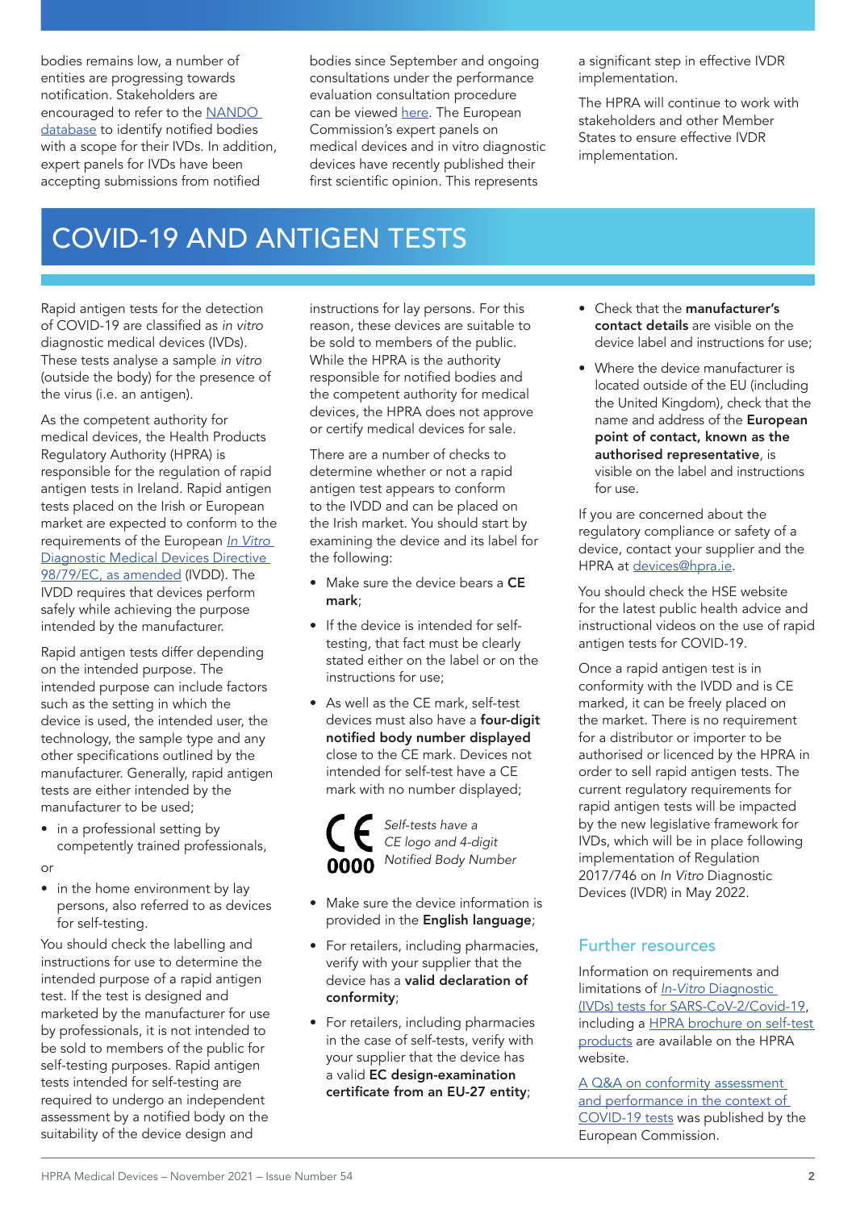bodies remains low, a number of entities are progressing towards notification. Stakeholders are encouraged to refer to the NANDO database to identify notified bodies with a scope for their IVDs. In addition, expert panels for IVDs have been accepting submissions from notified bodies since September and ongoing consultations under the performance evaluation consultation procedure can be viewed here. The European Commission's expert panels on medical devices and in vitro diagnostic devices have recently published their first scientific opinion. This represents a significant step in effective IVDR implementation.

The HPRA will continue to work with stakeholders and other Member States to ensure effective IVDR implementation.

# COVID-19 AND ANTIGEN TESTS

Rapid antigen tests for the detection of COVID-19 are classified as *in vitro* diagnostic medical devices (IVDs). These tests analyse a sample *in vitro* (outside the body) for the presence of the virus (i.e. an antigen).

As the competent authority for medical devices, the Health Products Regulatory Authority (HPRA) is responsible for the regulation of rapid antigen tests in Ireland. Rapid antigen tests placed on the Irish or European market are expected to conform to the requirements of the European *In Vitro* Diagnostic Medical Devices Directive 98/79/EC, as amended (IVDD). The IVDD requires that devices perform safely while achieving the purpose intended by the manufacturer.

Rapid antigen tests differ depending on the intended purpose. The intended purpose can include factors such as the setting in which the device is used, the intended user, the technology, the sample type and any other specifications outlined by the manufacturer. Generally, rapid antigen tests are either intended by the manufacturer to be used;

- in a professional setting by competently trained professionals,

or

- in the home environment by lay persons, also referred to as devices for self-testing.

You should check the labelling and instructions for use to determine the intended purpose of a rapid antigen test. If the test is designed and marketed by the manufacturer for use by professionals, it is not intended to be sold to members of the public for self-testing purposes. Rapid antigen tests intended for self-testing are required to undergo an independent assessment by a notified body on the suitability of the device design and instructions for lay persons. For this reason, these devices are suitable to be sold to members of the public. While the HPRA is the authority responsible for notified bodies and the competent authority for medical devices, the HPRA does not approve or certify medical devices for sale.

There are a number of checks to determine whether or not a rapid antigen test appears to conform to the IVDD and can be placed on the Irish market. You should start by examining the device and its label for the following:

- Make sure the device bears a **CE mark**;
- If the device is intended for self-testing, that fact must be clearly stated either on the label or on the instructions for use;
- As well as the CE mark, self-test devices must also have a **four-digit notified body number displayed** close to the CE mark. Devices not intended for self-test have a CE mark with no number displayed;

CE 0000 — *Self-tests have a CE logo and 4-digit Notified Body Number*

- Make sure the device information is provided in the **English language**;
- For retailers, including pharmacies, verify with your supplier that the device has a **valid declaration of conformity**;
- For retailers, including pharmacies in the case of self-tests, verify with your supplier that the device has a valid **EC design-examination certificate from an EU-27 entity**;
- Check that the **manufacturer's contact details** are visible on the device label and instructions for use;
- Where the device manufacturer is located outside of the EU (including the United Kingdom), check that the name and address of the **European point of contact, known as the authorised representative**, is visible on the label and instructions for use.

If you are concerned about the regulatory compliance or safety of a device, contact your supplier and the HPRA at devices@hpra.ie.

You should check the HSE website for the latest public health advice and instructional videos on the use of rapid antigen tests for COVID-19.

Once a rapid antigen test is in conformity with the IVDD and is CE marked, it can be freely placed on the market. There is no requirement for a distributor or importer to be authorised or licenced by the HPRA in order to sell rapid antigen tests. The current regulatory requirements for rapid antigen tests will be impacted by the new legislative framework for IVDs, which will be in place following implementation of Regulation 2017/746 on *In Vitro* Diagnostic Devices (IVDR) in May 2022.

## Further resources

Information on requirements and limitations of *In-Vitro* Diagnostic (IVDs) tests for SARS-CoV-2/Covid-19, including a HPRA brochure on self-test products are available on the HPRA website.

A Q&A on conformity assessment and performance in the context of COVID-19 tests was published by the European Commission.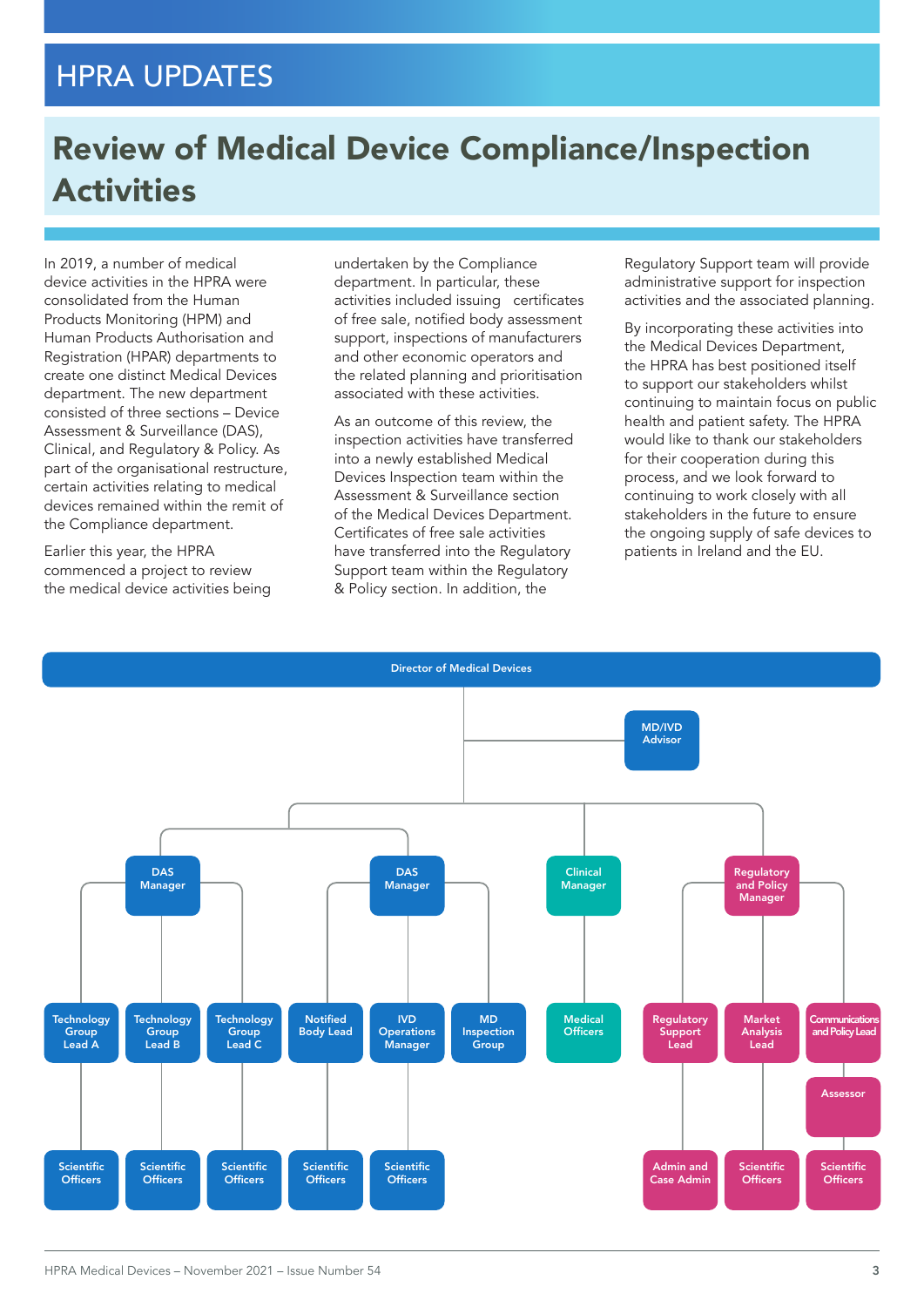# HPRA UPDATES

## Review of Medical Device Compliance/Inspection Activities

In 2019, a number of medical device activities in the HPRA were consolidated from the Human Products Monitoring (HPM) and Human Products Authorisation and Registration (HPAR) departments to create one distinct Medical Devices department. The new department consisted of three sections – Device Assessment & Surveillance (DAS), Clinical, and Regulatory & Policy. As part of the organisational restructure, certain activities relating to medical devices remained within the remit of the Compliance department.

Earlier this year, the HPRA commenced a project to review the medical device activities being undertaken by the Compliance department. In particular, these activities included issuing certificates of free sale, notified body assessment support, inspections of manufacturers and other economic operators and the related planning and prioritisation associated with these activities.

As an outcome of this review, the inspection activities have transferred into a newly established Medical Devices Inspection team within the Assessment & Surveillance section of the Medical Devices Department. Certificates of free sale activities have transferred into the Regulatory Support team within the Regulatory & Policy section. In addition, the Regulatory Support team will provide administrative support for inspection activities and the associated planning.

By incorporating these activities into the Medical Devices Department, the HPRA has best positioned itself to support our stakeholders whilst continuing to maintain focus on public health and patient safety. The HPRA would like to thank our stakeholders for their cooperation during this process, and we look forward to continuing to work closely with all stakeholders in the future to ensure the ongoing supply of safe devices to patients in Ireland and the EU.

- Director of Medical Devices
  - MD/IVD Advisor
  - DAS Manager
    - Technology Group Lead A
      - Scientific Officers
    - Technology Group Lead B
      - Scientific Officers
    - Technology Group Lead C
      - Scientific Officers
  - DAS Manager
    - Notified Body Lead
      - Scientific Officers
    - IVD Operations Manager
      - Scientific Officers
    - MD Inspection Group
  - Clinical Manager
    - Medical Officers
  - Regulatory and Policy Manager
    - Regulatory Support Lead
      - Admin and Case Admin
    - Market Analysis Lead
      - Scientific Officers
    - Communications and Policy Lead
      - Assessor
      - Scientific Officers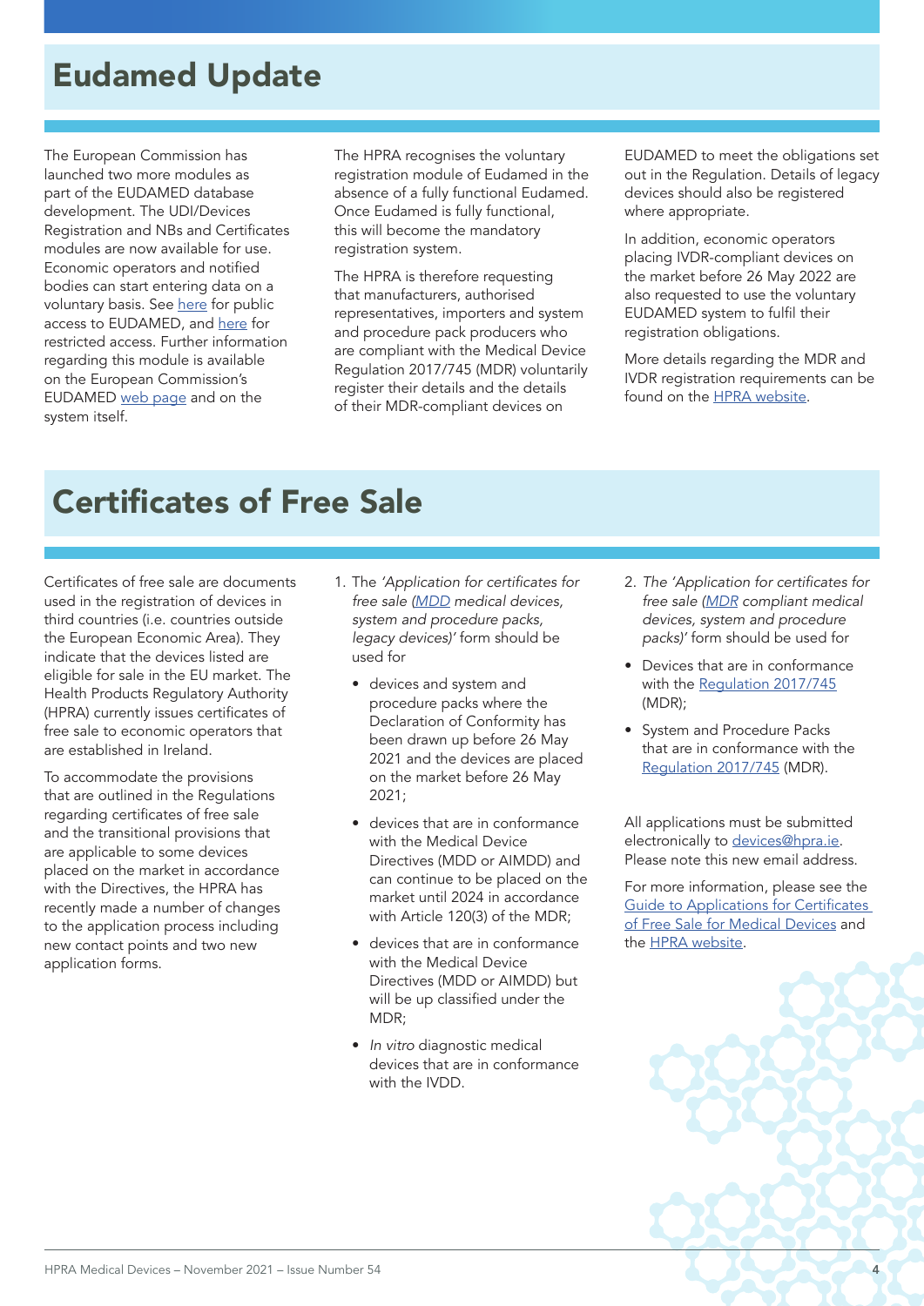# Eudamed Update

The European Commission has launched two more modules as part of the EUDAMED database development. The UDI/Devices Registration and NBs and Certificates modules are now available for use. Economic operators and notified bodies can start entering data on a voluntary basis. See here for public access to EUDAMED, and here for restricted access. Further information regarding this module is available on the European Commission's EUDAMED web page and on the system itself.

The HPRA recognises the voluntary registration module of Eudamed in the absence of a fully functional Eudamed. Once Eudamed is fully functional, this will become the mandatory registration system.

The HPRA is therefore requesting that manufacturers, authorised representatives, importers and system and procedure pack producers who are compliant with the Medical Device Regulation 2017/745 (MDR) voluntarily register their details and the details of their MDR-compliant devices on EUDAMED to meet the obligations set out in the Regulation. Details of legacy devices should also be registered where appropriate.

In addition, economic operators placing IVDR-compliant devices on the market before 26 May 2022 are also requested to use the voluntary EUDAMED system to fulfil their registration obligations.

More details regarding the MDR and IVDR registration requirements can be found on the HPRA website.

# Certificates of Free Sale

Certificates of free sale are documents used in the registration of devices in third countries (i.e. countries outside the European Economic Area). They indicate that the devices listed are eligible for sale in the EU market. The Health Products Regulatory Authority (HPRA) currently issues certificates of free sale to economic operators that are established in Ireland.

To accommodate the provisions that are outlined in the Regulations regarding certificates of free sale and the transitional provisions that are applicable to some devices placed on the market in accordance with the Directives, the HPRA has recently made a number of changes to the application process including new contact points and two new application forms.

1. The *'Application for certificates for free sale (MDD medical devices, system and procedure packs, legacy devices)'* form should be used for
   - devices and system and procedure packs where the Declaration of Conformity has been drawn up before 26 May 2021 and the devices are placed on the market before 26 May 2021;
   - devices that are in conformance with the Medical Device Directives (MDD or AIMDD) and can continue to be placed on the market until 2024 in accordance with Article 120(3) of the MDR;
   - devices that are in conformance with the Medical Device Directives (MDD or AIMDD) but will be up classified under the MDR;
   - *In vitro* diagnostic medical devices that are in conformance with the IVDD.

2. *The 'Application for certificates for free sale (MDR compliant medical devices, system and procedure packs)'* form should be used for
   - Devices that are in conformance with the Regulation 2017/745 (MDR);
   - System and Procedure Packs that are in conformance with the Regulation 2017/745 (MDR).

All applications must be submitted electronically to devices@hpra.ie. Please note this new email address.

For more information, please see the Guide to Applications for Certificates of Free Sale for Medical Devices and the HPRA website.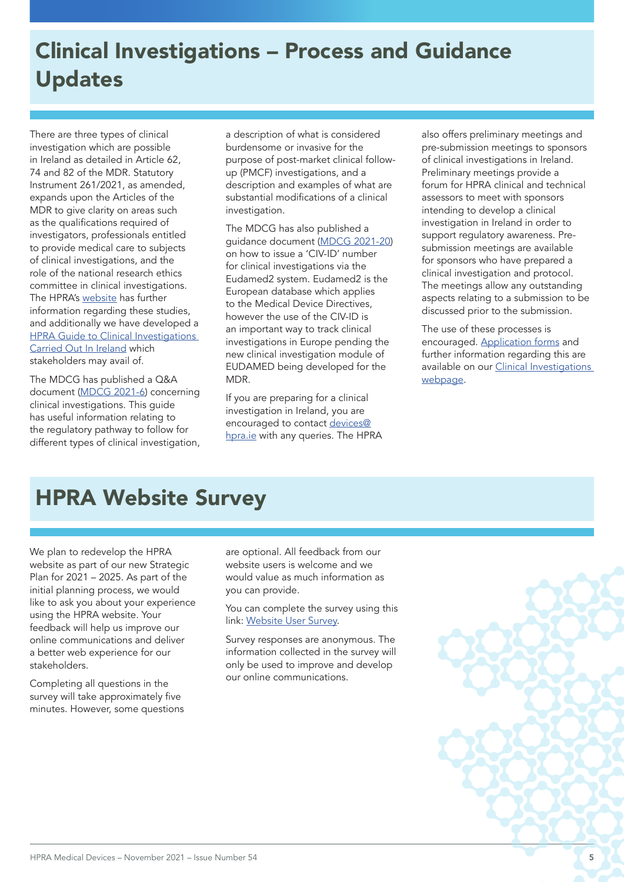# Clinical Investigations – Process and Guidance Updates

There are three types of clinical investigation which are possible in Ireland as detailed in Article 62, 74 and 82 of the MDR. Statutory Instrument 261/2021, as amended, expands upon the Articles of the MDR to give clarity on areas such as the qualifications required of investigators, professionals entitled to provide medical care to subjects of clinical investigations, and the role of the national research ethics committee in clinical investigations. The HPRA's website has further information regarding these studies, and additionally we have developed a HPRA Guide to Clinical Investigations Carried Out In Ireland which stakeholders may avail of.

The MDCG has published a Q&A document (MDCG 2021-6) concerning clinical investigations. This guide has useful information relating to the regulatory pathway to follow for different types of clinical investigation, a description of what is considered burdensome or invasive for the purpose of post-market clinical follow-up (PMCF) investigations, and a description and examples of what are substantial modifications of a clinical investigation.

The MDCG has also published a guidance document (MDCG 2021-20) on how to issue a 'CIV-ID' number for clinical investigations via the Eudamed2 system. Eudamed2 is the European database which applies to the Medical Device Directives, however the use of the CIV-ID is an important way to track clinical investigations in Europe pending the new clinical investigation module of EUDAMED being developed for the MDR.

If you are preparing for a clinical investigation in Ireland, you are encouraged to contact devices@hpra.ie with any queries. The HPRA also offers preliminary meetings and pre-submission meetings to sponsors of clinical investigations in Ireland. Preliminary meetings provide a forum for HPRA clinical and technical assessors to meet with sponsors intending to develop a clinical investigation in Ireland in order to support regulatory awareness. Pre-submission meetings are available for sponsors who have prepared a clinical investigation and protocol. The meetings allow any outstanding aspects relating to a submission to be discussed prior to the submission.

The use of these processes is encouraged. Application forms and further information regarding this are available on our Clinical Investigations webpage.

# HPRA Website Survey

We plan to redevelop the HPRA website as part of our new Strategic Plan for 2021 – 2025. As part of the initial planning process, we would like to ask you about your experience using the HPRA website. Your feedback will help us improve our online communications and deliver a better web experience for our stakeholders.

Completing all questions in the survey will take approximately five minutes. However, some questions are optional. All feedback from our website users is welcome and we would value as much information as you can provide.

You can complete the survey using this link: Website User Survey.

Survey responses are anonymous. The information collected in the survey will only be used to improve and develop our online communications.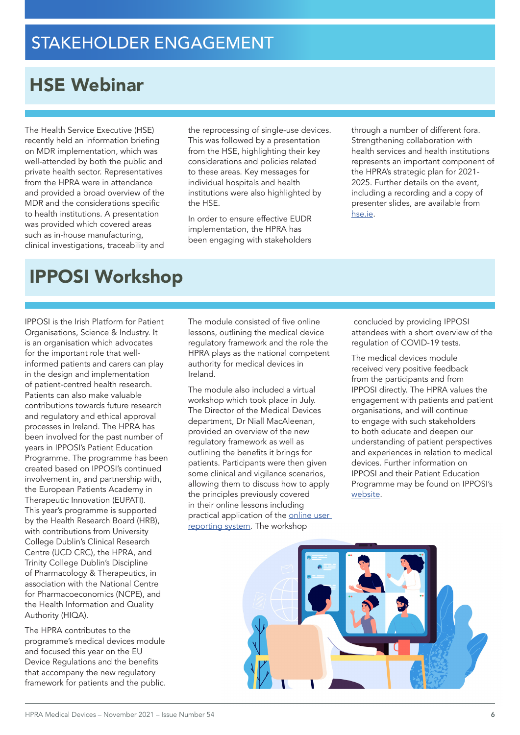// STAKEHOLDER ENGAGEMENT

## HSE Webinar

The Health Service Executive (HSE) recently held an information briefing on MDR implementation, which was well-attended by both the public and private health sector. Representatives from the HPRA were in attendance and provided a broad overview of the MDR and the considerations specific to health institutions. A presentation was provided which covered areas such as in-house manufacturing, clinical investigations, traceability and the reprocessing of single-use devices. This was followed by a presentation from the HSE, highlighting their key considerations and policies related to these areas. Key messages for individual hospitals and health institutions were also highlighted by the HSE.

In order to ensure effective EUDR implementation, the HPRA has been engaging with stakeholders through a number of different fora. Strengthening collaboration with health services and health institutions represents an important component of the HPRA's strategic plan for 2021-2025. Further details on the event, including a recording and a copy of presenter slides, are available from hse.ie.

## IPPOSI Workshop

IPPOSI is the Irish Platform for Patient Organisations, Science & Industry. It is an organisation which advocates for the important role that well-informed patients and carers can play in the design and implementation of patient-centred health research. Patients can also make valuable contributions towards future research and regulatory and ethical approval processes in Ireland. The HPRA has been involved for the past number of years in IPPOSI's Patient Education Programme. The programme has been created based on IPPOSI's continued involvement in, and partnership with, the European Patients Academy in Therapeutic Innovation (EUPATI). This year's programme is supported by the Health Research Board (HRB), with contributions from University College Dublin's Clinical Research Centre (UCD CRC), the HPRA, and Trinity College Dublin's Discipline of Pharmacology & Therapeutics, in association with the National Centre for Pharmacoeconomics (NCPE), and the Health Information and Quality Authority (HIQA).

The HPRA contributes to the programme's medical devices module and focused this year on the EU Device Regulations and the benefits that accompany the new regulatory framework for patients and the public.

The module consisted of five online lessons, outlining the medical device regulatory framework and the role the HPRA plays as the national competent authority for medical devices in Ireland.

The module also included a virtual workshop which took place in July. The Director of the Medical Devices department, Dr Niall MacAleenan, provided an overview of the new regulatory framework as well as outlining the benefits it brings for patients. Participants were then given some clinical and vigilance scenarios, allowing them to discuss how to apply the principles previously covered in their online lessons including practical application of the online user reporting system. The workshop concluded by providing IPPOSI attendees with a short overview of the regulation of COVID-19 tests.

The medical devices module received very positive feedback from the participants and from IPPOSI directly. The HPRA values the engagement with patients and patient organisations, and will continue to engage with such stakeholders to both educate and deepen our understanding of patient perspectives and experiences in relation to medical devices. Further information on IPPOSI and their Patient Education Programme may be found on IPPOSI's website.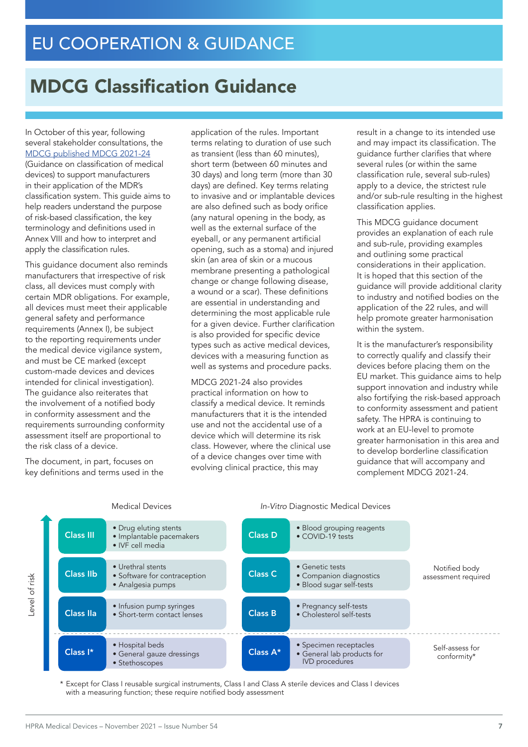# EU COOPERATION & GUIDANCE

## MDCG Classification Guidance

In October of this year, following several stakeholder consultations, the MDCG published MDCG 2021-24 (Guidance on classification of medical devices) to support manufacturers in their application of the MDR's classification system. This guide aims to help readers understand the purpose of risk-based classification, the key terminology and definitions used in Annex VIII and how to interpret and apply the classification rules.

This guidance document also reminds manufacturers that irrespective of risk class, all devices must comply with certain MDR obligations. For example, all devices must meet their applicable general safety and performance requirements (Annex I), be subject to the reporting requirements under the medical device vigilance system, and must be CE marked (except custom-made devices and devices intended for clinical investigation). The guidance also reiterates that the involvement of a notified body in conformity assessment and the requirements surrounding conformity assessment itself are proportional to the risk class of a device.

The document, in part, focuses on key definitions and terms used in the application of the rules. Important terms relating to duration of use such as transient (less than 60 minutes), short term (between 60 minutes and 30 days) and long term (more than 30 days) are defined. Key terms relating to invasive and or implantable devices are also defined such as body orifice (any natural opening in the body, as well as the external surface of the eyeball, or any permanent artificial opening, such as a stoma) and injured skin (an area of skin or a mucous membrane presenting a pathological change or change following disease, a wound or a scar). These definitions are essential in understanding and determining the most applicable rule for a given device. Further clarification is also provided for specific device types such as active medical devices, devices with a measuring function as well as systems and procedure packs.

MDCG 2021-24 also provides practical information on how to classify a medical device. It reminds manufacturers that it is the intended use and not the accidental use of a device which will determine its risk class. However, where the clinical use of a device changes over time with evolving clinical practice, this may result in a change to its intended use and may impact its classification. The guidance further clarifies that where several rules (or within the same classification rule, several sub-rules) apply to a device, the strictest rule and/or sub-rule resulting in the highest classification applies.

This MDCG guidance document provides an explanation of each rule and sub-rule, providing examples and outlining some practical considerations in their application. It is hoped that this section of the guidance will provide additional clarity to industry and notified bodies on the application of the 22 rules, and will help promote greater harmonisation within the system.

It is the manufacturer's responsibility to correctly qualify and classify their devices before placing them on the EU market. This guidance aims to help support innovation and industry while also fortifying the risk-based approach to conformity assessment and patient safety. The HPRA is continuing to work at an EU-level to promote greater harmonisation in this area and to develop borderline classification guidance that will accompany and complement MDCG 2021-24.

| Level of risk | Medical Devices | Examples | *In-Vitro* Diagnostic Medical Devices | Examples | |
|---|---|---|---|---|---|
| Highest | Class III | • Drug eluting stents<br>• Implantable pacemakers<br>• IVF cell media | Class D | • Blood grouping reagents<br>• COVID-19 tests | Notified body assessment required |
| | Class IIb | • Urethral stents<br>• Software for contraception<br>• Analgesia pumps | Class C | • Genetic tests<br>• Companion diagnostics<br>• Blood sugar self-tests | Notified body assessment required |
| | Class IIa | • Infusion pump syringes<br>• Short-term contact lenses | Class B | • Pregnancy self-tests<br>• Cholesterol self-tests | Notified body assessment required |
| Lowest | Class I* | • Hospital beds<br>• General gauze dressings<br>• Stethoscopes | Class A* | • Specimen receptacles<br>• General lab products for IVD procedures | Self-assess for conformity* |

\* Except for Class I reusable surgical instruments, Class I and Class A sterile devices and Class I devices with a measuring function; these require notified body assessment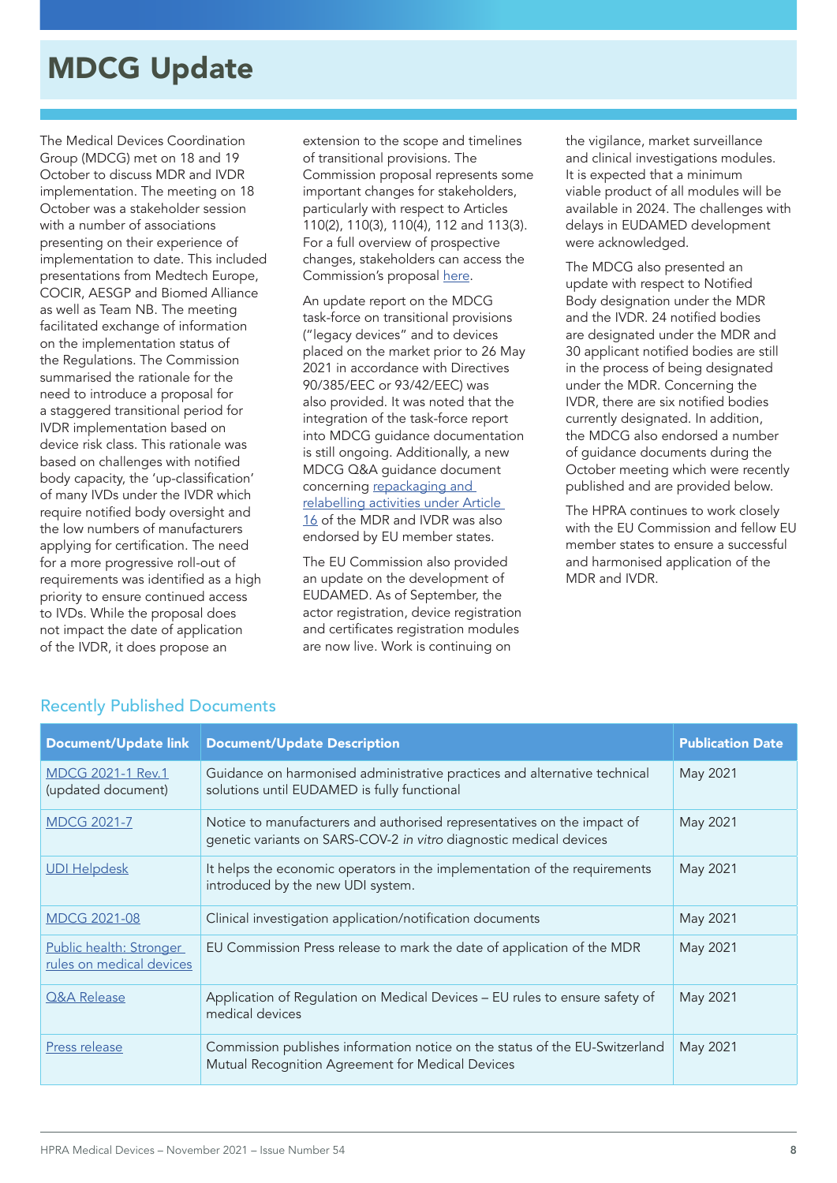# MDCG Update

The Medical Devices Coordination Group (MDCG) met on 18 and 19 October to discuss MDR and IVDR implementation. The meeting on 18 October was a stakeholder session with a number of associations presenting on their experience of implementation to date. This included presentations from Medtech Europe, COCIR, AESGP and Biomed Alliance as well as Team NB. The meeting facilitated exchange of information on the implementation status of the Regulations. The Commission summarised the rationale for the need to introduce a proposal for a staggered transitional period for IVDR implementation based on device risk class. This rationale was based on challenges with notified body capacity, the 'up-classification' of many IVDs under the IVDR which require notified body oversight and the low numbers of manufacturers applying for certification. The need for a more progressive roll-out of requirements was identified as a high priority to ensure continued access to IVDs. While the proposal does not impact the date of application of the IVDR, it does propose an extension to the scope and timelines of transitional provisions. The Commission proposal represents some important changes for stakeholders, particularly with respect to Articles 110(2), 110(3), 110(4), 112 and 113(3). For a full overview of prospective changes, stakeholders can access the Commission's proposal here.

An update report on the MDCG task-force on transitional provisions ("legacy devices" and to devices placed on the market prior to 26 May 2021 in accordance with Directives 90/385/EEC or 93/42/EEC) was also provided. It was noted that the integration of the task-force report into MDCG guidance documentation is still ongoing. Additionally, a new MDCG Q&A guidance document concerning repackaging and relabelling activities under Article 16 of the MDR and IVDR was also endorsed by EU member states.

The EU Commission also provided an update on the development of EUDAMED. As of September, the actor registration, device registration and certificates registration modules are now live. Work is continuing on the vigilance, market surveillance and clinical investigations modules. It is expected that a minimum viable product of all modules will be available in 2024. The challenges with delays in EUDAMED development were acknowledged.

The MDCG also presented an update with respect to Notified Body designation under the MDR and the IVDR. 24 notified bodies are designated under the MDR and 30 applicant notified bodies are still in the process of being designated under the MDR. Concerning the IVDR, there are six notified bodies currently designated. In addition, the MDCG also endorsed a number of guidance documents during the October meeting which were recently published and are provided below.

The HPRA continues to work closely with the EU Commission and fellow EU member states to ensure a successful and harmonised application of the MDR and IVDR.

## Recently Published Documents

| Document/Update link | Document/Update Description | Publication Date |
|---|---|---|
| MDCG 2021-1 Rev.1 (updated document) | Guidance on harmonised administrative practices and alternative technical solutions until EUDAMED is fully functional | May 2021 |
| MDCG 2021-7 | Notice to manufacturers and authorised representatives on the impact of genetic variants on SARS-COV-2 *in vitro* diagnostic medical devices | May 2021 |
| UDI Helpdesk | It helps the economic operators in the implementation of the requirements introduced by the new UDI system. | May 2021 |
| MDCG 2021-08 | Clinical investigation application/notification documents | May 2021 |
| Public health: Stronger rules on medical devices | EU Commission Press release to mark the date of application of the MDR | May 2021 |
| Q&A Release | Application of Regulation on Medical Devices – EU rules to ensure safety of medical devices | May 2021 |
| Press release | Commission publishes information notice on the status of the EU-Switzerland Mutual Recognition Agreement for Medical Devices | May 2021 |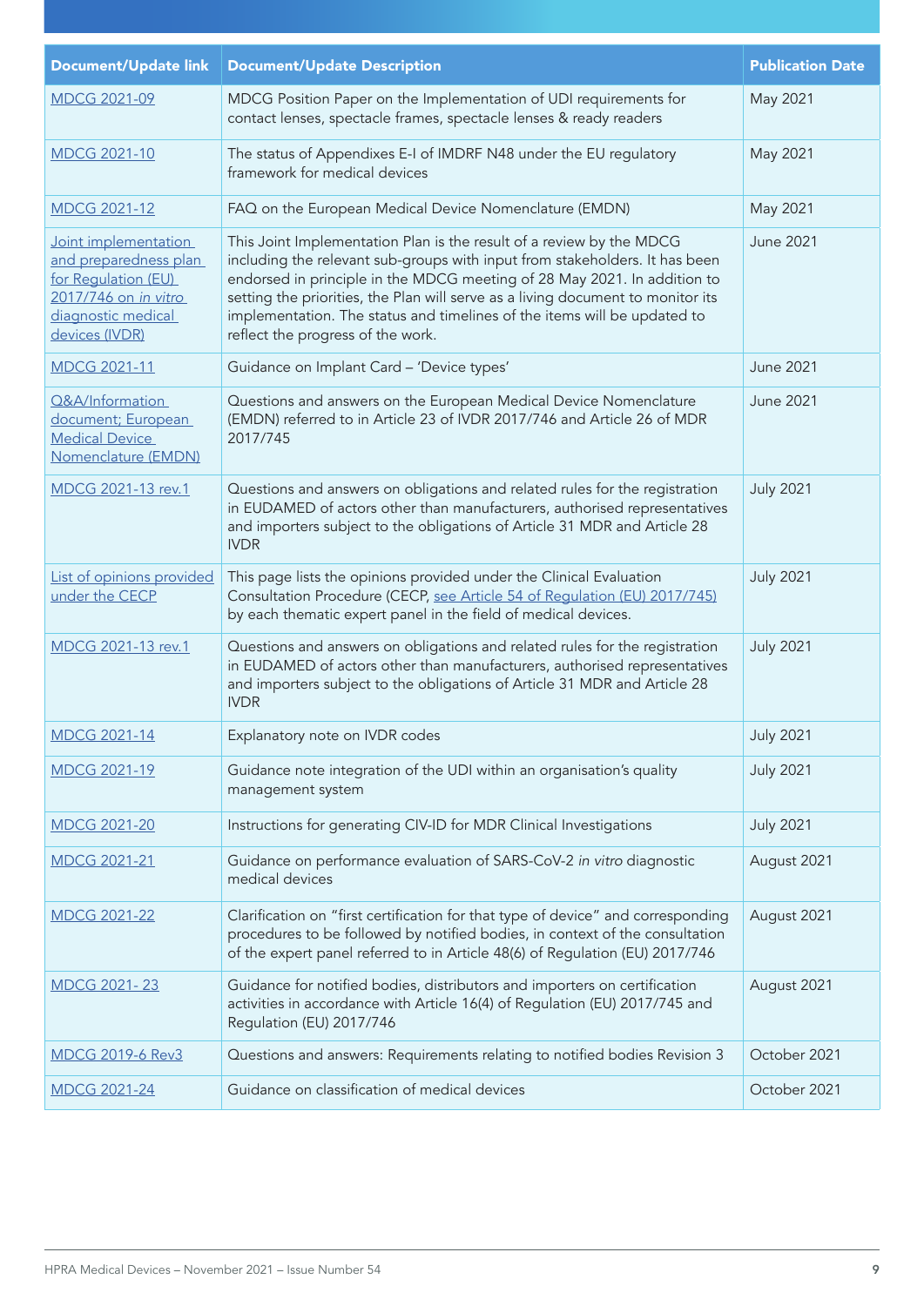| Document/Update link | Document/Update Description | Publication Date |
| --- | --- | --- |
| MDCG 2021-09 | MDCG Position Paper on the Implementation of UDI requirements for contact lenses, spectacle frames, spectacle lenses & ready readers | May 2021 |
| MDCG 2021-10 | The status of Appendixes E-I of IMDRF N48 under the EU regulatory framework for medical devices | May 2021 |
| MDCG 2021-12 | FAQ on the European Medical Device Nomenclature (EMDN) | May 2021 |
| Joint implementation and preparedness plan for Regulation (EU) 2017/746 on *in vitro* diagnostic medical devices (IVDR) | This Joint Implementation Plan is the result of a review by the MDCG including the relevant sub-groups with input from stakeholders. It has been endorsed in principle in the MDCG meeting of 28 May 2021. In addition to setting the priorities, the Plan will serve as a living document to monitor its implementation. The status and timelines of the items will be updated to reflect the progress of the work. | June 2021 |
| MDCG 2021-11 | Guidance on Implant Card – 'Device types' | June 2021 |
| Q&A/Information document; European Medical Device Nomenclature (EMDN) | Questions and answers on the European Medical Device Nomenclature (EMDN) referred to in Article 23 of IVDR 2017/746 and Article 26 of MDR 2017/745 | June 2021 |
| MDCG 2021-13 rev.1 | Questions and answers on obligations and related rules for the registration in EUDAMED of actors other than manufacturers, authorised representatives and importers subject to the obligations of Article 31 MDR and Article 28 IVDR | July 2021 |
| List of opinions provided under the CECP | This page lists the opinions provided under the Clinical Evaluation Consultation Procedure (CECP, see Article 54 of Regulation (EU) 2017/745) by each thematic expert panel in the field of medical devices. | July 2021 |
| MDCG 2021-13 rev.1 | Questions and answers on obligations and related rules for the registration in EUDAMED of actors other than manufacturers, authorised representatives and importers subject to the obligations of Article 31 MDR and Article 28 IVDR | July 2021 |
| MDCG 2021-14 | Explanatory note on IVDR codes | July 2021 |
| MDCG 2021-19 | Guidance note integration of the UDI within an organisation's quality management system | July 2021 |
| MDCG 2021-20 | Instructions for generating CIV-ID for MDR Clinical Investigations | July 2021 |
| MDCG 2021-21 | Guidance on performance evaluation of SARS-CoV-2 *in vitro* diagnostic medical devices | August 2021 |
| MDCG 2021-22 | Clarification on "first certification for that type of device" and corresponding procedures to be followed by notified bodies, in context of the consultation of the expert panel referred to in Article 48(6) of Regulation (EU) 2017/746 | August 2021 |
| MDCG 2021- 23 | Guidance for notified bodies, distributors and importers on certification activities in accordance with Article 16(4) of Regulation (EU) 2017/745 and Regulation (EU) 2017/746 | August 2021 |
| MDCG 2019-6 Rev3 | Questions and answers: Requirements relating to notified bodies Revision 3 | October 2021 |
| MDCG 2021-24 | Guidance on classification of medical devices | October 2021 |